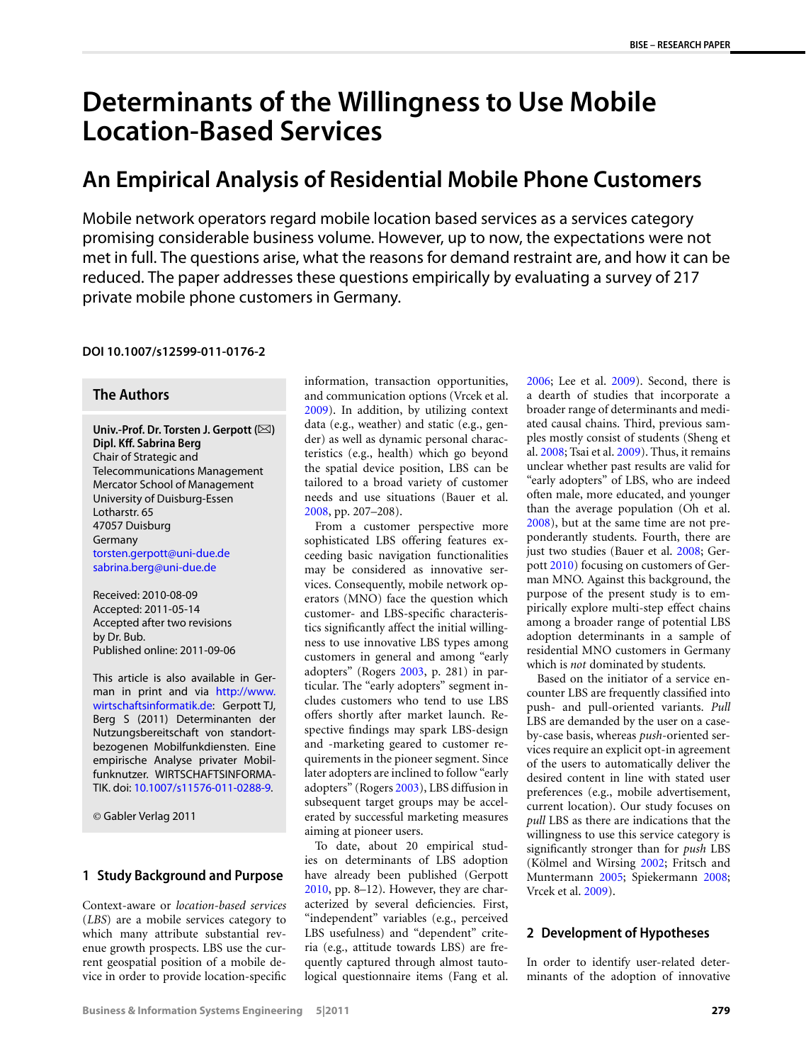# Determinants of the Willingness to Use Mobile Location-Based Services

## An Empirical Analysis of Residential Mobile Phone Customers

Mobile network operators regard mobile location based services as a services category promising considerable business volume. However, up to now, the expectations were not met in full. The questions arise, what the reasons for demand restraint are, and how it can be reduced. The paper addresses these questions empirically by evaluating a survey of 217 private mobile phone customers in Germany.

**DOI 10.1007/s12599-011-0176-2**

### The Authors

**Univ.-Prof. Dr. Torsten J. Gerpott (✉)**
**Dipl. Kff. Sabrina Berg**
Chair of Strategic and Telecommunications Management
Mercator School of Management
University of Duisburg-Essen
Lotharstr. 65
47057 Duisburg
Germany
torsten.gerpott@uni-due.de
sabrina.berg@uni-due.de

Received: 2010-08-09
Accepted: 2011-05-14
Accepted after two revisions by Dr. Bub.
Published online: 2011-09-06

This article is also available in German in print and via http://www.wirtschaftsinformatik.de: Gerpott TJ, Berg S (2011) Determinanten der Nutzungsbereitschaft von standortbezogenen Mobilfunkdiensten. Eine empirische Analyse privater Mobilfunknutzer. WIRTSCHAFTSINFORMATIK. doi: 10.1007/s11576-011-0288-9.

© Gabler Verlag 2011

## 1 Study Background and Purpose

Context-aware or *location-based services* (*LBS*) are a mobile services category to which many attribute substantial revenue growth prospects. LBS use the current geospatial position of a mobile device in order to provide location-specific information, transaction opportunities, and communication options (Vrcek et al. 2009). In addition, by utilizing context data (e.g., weather) and static (e.g., gender) as well as dynamic personal characteristics (e.g., health) which go beyond the spatial device position, LBS can be tailored to a broad variety of customer needs and use situations (Bauer et al. 2008, pp. 207–208).

From a customer perspective more sophisticated LBS offering features exceeding basic navigation functionalities may be considered as innovative services. Consequently, mobile network operators (MNO) face the question which customer- and LBS-specific characteristics significantly affect the initial willingness to use innovative LBS types among customers in general and among "early adopters" (Rogers 2003, p. 281) in particular. The "early adopters" segment includes customers who tend to use LBS offers shortly after market launch. Respective findings may spark LBS-design and -marketing geared to customer requirements in the pioneer segment. Since later adopters are inclined to follow "early adopters" (Rogers 2003), LBS diffusion in subsequent target groups may be accelerated by successful marketing measures aiming at pioneer users.

To date, about 20 empirical studies on determinants of LBS adoption have already been published (Gerpott 2010, pp. 8–12). However, they are characterized by several deficiencies. First, "independent" variables (e.g., perceived LBS usefulness) and "dependent" criteria (e.g., attitude towards LBS) are frequently captured through almost tautological questionnaire items (Fang et al. 2006; Lee et al. 2009). Second, there is a dearth of studies that incorporate a broader range of determinants and mediated causal chains. Third, previous samples mostly consist of students (Sheng et al. 2008; Tsai et al. 2009). Thus, it remains unclear whether past results are valid for "early adopters" of LBS, who are indeed often male, more educated, and younger than the average population (Oh et al. 2008), but at the same time are not preponderantly students. Fourth, there are just two studies (Bauer et al. 2008; Gerpott 2010) focusing on customers of German MNO. Against this background, the purpose of the present study is to empirically explore multi-step effect chains among a broader range of potential LBS adoption determinants in a sample of residential MNO customers in Germany which is *not* dominated by students.

Based on the initiator of a service encounter LBS are frequently classified into push- and pull-oriented variants. *Pull* LBS are demanded by the user on a case-by-case basis, whereas *push*-oriented services require an explicit opt-in agreement of the users to automatically deliver the desired content in line with stated user preferences (e.g., mobile advertisement, current location). Our study focuses on *pull* LBS as there are indications that the willingness to use this service category is significantly stronger than for *push* LBS (Kölmel and Wirsing 2002; Fritsch and Muntermann 2005; Spiekermann 2008; Vrcek et al. 2009).

## 2 Development of Hypotheses

In order to identify user-related determinants of the adoption of innovative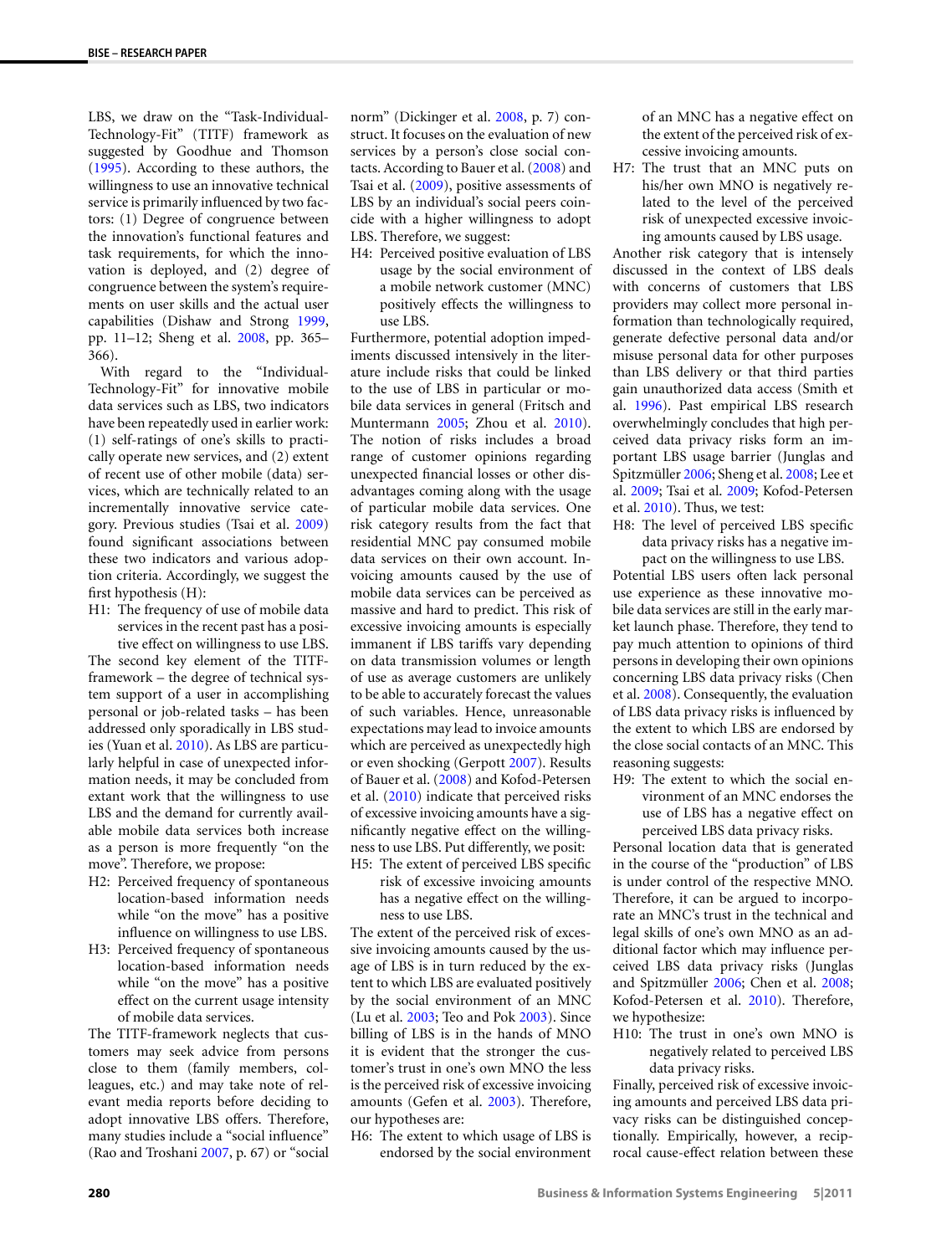LBS, we draw on the "Task-Individual-Technology-Fit" (TITF) framework as suggested by Goodhue and Thomson (1995). According to these authors, the willingness to use an innovative technical service is primarily influenced by two factors: (1) Degree of congruence between the innovation's functional features and task requirements, for which the innovation is deployed, and (2) degree of congruence between the system's requirements on user skills and the actual user capabilities (Dishaw and Strong 1999, pp. 11–12; Sheng et al. 2008, pp. 365–366).

With regard to the "Individual-Technology-Fit" for innovative mobile data services such as LBS, two indicators have been repeatedly used in earlier work: (1) self-ratings of one's skills to practically operate new services, and (2) extent of recent use of other mobile (data) services, which are technically related to an incrementally innovative service category. Previous studies (Tsai et al. 2009) found significant associations between these two indicators and various adoption criteria. Accordingly, we suggest the first hypothesis (H):

H1: The frequency of use of mobile data services in the recent past has a positive effect on willingness to use LBS.

The second key element of the TITF-framework – the degree of technical system support of a user in accomplishing personal or job-related tasks – has been addressed only sporadically in LBS studies (Yuan et al. 2010). As LBS are particularly helpful in case of unexpected information needs, it may be concluded from extant work that the willingness to use LBS and the demand for currently available mobile data services both increase as a person is more frequently "on the move". Therefore, we propose:

H2: Perceived frequency of spontaneous location-based information needs while "on the move" has a positive influence on willingness to use LBS.

H3: Perceived frequency of spontaneous location-based information needs while "on the move" has a positive effect on the current usage intensity of mobile data services.

The TITF-framework neglects that customers may seek advice from persons close to them (family members, colleagues, etc.) and may take note of relevant media reports before deciding to adopt innovative LBS offers. Therefore, many studies include a "social influence" (Rao and Troshani 2007, p. 67) or "social norm" (Dickinger et al. 2008, p. 7) construct. It focuses on the evaluation of new services by a person's close social contacts. According to Bauer et al. (2008) and Tsai et al. (2009), positive assessments of LBS by an individual's social peers coincide with a higher willingness to adopt LBS. Therefore, we suggest:

H4: Perceived positive evaluation of LBS usage by the social environment of a mobile network customer (MNC) positively effects the willingness to use LBS.

Furthermore, potential adoption impediments discussed intensively in the literature include risks that could be linked to the use of LBS in particular or mobile data services in general (Fritsch and Muntermann 2005; Zhou et al. 2010). The notion of risks includes a broad range of customer opinions regarding unexpected financial losses or other disadvantages coming along with the usage of particular mobile data services. One risk category results from the fact that residential MNC pay consumed mobile data services on their own account. Invoicing amounts caused by the use of mobile data services can be perceived as massive and hard to predict. This risk of excessive invoicing amounts is especially immanent if LBS tariffs vary depending on data transmission volumes or length of use as average customers are unlikely to be able to accurately forecast the values of such variables. Hence, unreasonable expectations may lead to invoice amounts which are perceived as unexpectedly high or even shocking (Gerpott 2007). Results of Bauer et al. (2008) and Kofod-Petersen et al. (2010) indicate that perceived risks of excessive invoicing amounts have a significantly negative effect on the willingness to use LBS. Put differently, we posit:

H5: The extent of perceived LBS specific risk of excessive invoicing amounts has a negative effect on the willingness to use LBS.

The extent of the perceived risk of excessive invoicing amounts caused by the usage of LBS is in turn reduced by the extent to which LBS are evaluated positively by the social environment of an MNC (Lu et al. 2003; Teo and Pok 2003). Since billing of LBS is in the hands of MNO it is evident that the stronger the customer's trust in one's own MNO the less is the perceived risk of excessive invoicing amounts (Gefen et al. 2003). Therefore, our hypotheses are:

H6: The extent to which usage of LBS is endorsed by the social environment of an MNC has a negative effect on the extent of the perceived risk of excessive invoicing amounts.

H7: The trust that an MNC puts on his/her own MNO is negatively related to the level of the perceived risk of unexpected excessive invoicing amounts caused by LBS usage.

Another risk category that is intensely discussed in the context of LBS deals with concerns of customers that LBS providers may collect more personal information than technologically required, generate defective personal data and/or misuse personal data for other purposes than LBS delivery or that third parties gain unauthorized data access (Smith et al. 1996). Past empirical LBS research overwhelmingly concludes that high perceived data privacy risks form an important LBS usage barrier (Junglas and Spitzmüller 2006; Sheng et al. 2008; Lee et al. 2009; Tsai et al. 2009; Kofod-Petersen et al. 2010). Thus, we test:

H8: The level of perceived LBS specific data privacy risks has a negative impact on the willingness to use LBS.

Potential LBS users often lack personal use experience as these innovative mobile data services are still in the early market launch phase. Therefore, they tend to pay much attention to opinions of third persons in developing their own opinions concerning LBS data privacy risks (Chen et al. 2008). Consequently, the evaluation of LBS data privacy risks is influenced by the extent to which LBS are endorsed by the close social contacts of an MNC. This reasoning suggests:

H9: The extent to which the social environment of an MNC endorses the use of LBS has a negative effect on perceived LBS data privacy risks.

Personal location data that is generated in the course of the "production" of LBS is under control of the respective MNO. Therefore, it can be argued to incorporate an MNC's trust in the technical and legal skills of one's own MNO as an additional factor which may influence perceived LBS data privacy risks (Junglas and Spitzmüller 2006; Chen et al. 2008; Kofod-Petersen et al. 2010). Therefore, we hypothesize:

H10: The trust in one's own MNO is negatively related to perceived LBS data privacy risks.

Finally, perceived risk of excessive invoicing amounts and perceived LBS data privacy risks can be distinguished conceptionally. Empirically, however, a reciprocal cause-effect relation between these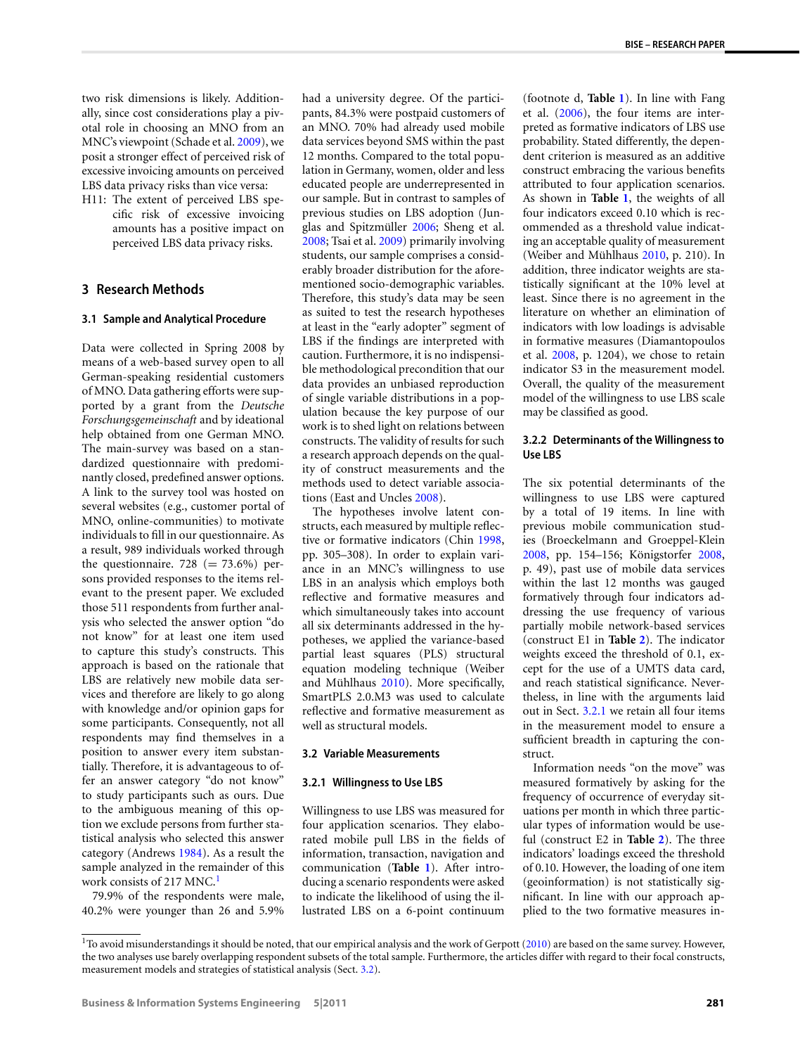two risk dimensions is likely. Additionally, since cost considerations play a pivotal role in choosing an MNO from an MNC's viewpoint (Schade et al. 2009), we posit a stronger effect of perceived risk of excessive invoicing amounts on perceived LBS data privacy risks than vice versa:

H11: The extent of perceived LBS specific risk of excessive invoicing amounts has a positive impact on perceived LBS data privacy risks.

## 3 Research Methods

### 3.1 Sample and Analytical Procedure

Data were collected in Spring 2008 by means of a web-based survey open to all German-speaking residential customers of MNO. Data gathering efforts were supported by a grant from the *Deutsche Forschungsgemeinschaft* and by ideational help obtained from one German MNO. The main-survey was based on a standardized questionnaire with predominantly closed, predefined answer options. A link to the survey tool was hosted on several websites (e.g., customer portal of MNO, online-communities) to motivate individuals to fill in our questionnaire. As a result, 989 individuals worked through the questionnaire. 728 (= 73.6%) persons provided responses to the items relevant to the present paper. We excluded those 511 respondents from further analysis who selected the answer option "do not know" for at least one item used to capture this study's constructs. This approach is based on the rationale that LBS are relatively new mobile data services and therefore are likely to go along with knowledge and/or opinion gaps for some participants. Consequently, not all respondents may find themselves in a position to answer every item substantially. Therefore, it is advantageous to offer an answer category "do not know" to study participants such as ours. Due to the ambiguous meaning of this option we exclude persons from further statistical analysis who selected this answer category (Andrews 1984). As a result the sample analyzed in the remainder of this work consists of 217 MNC.[1]

79.9% of the respondents were male, 40.2% were younger than 26 and 5.9% had a university degree. Of the participants, 84.3% were postpaid customers of an MNO. 70% had already used mobile data services beyond SMS within the past 12 months. Compared to the total population in Germany, women, older and less educated people are underrepresented in our sample. But in contrast to samples of previous studies on LBS adoption (Junglas and Spitzmüller 2006; Sheng et al. 2008; Tsai et al. 2009) primarily involving students, our sample comprises a considerably broader distribution for the aforementioned socio-demographic variables. Therefore, this study's data may be seen as suited to test the research hypotheses at least in the "early adopter" segment of LBS if the findings are interpreted with caution. Furthermore, it is no indispensible methodological precondition that our data provides an unbiased reproduction of single variable distributions in a population because the key purpose of our work is to shed light on relations between constructs. The validity of results for such a research approach depends on the quality of construct measurements and the methods used to detect variable associations (East and Uncles 2008).

The hypotheses involve latent constructs, each measured by multiple reflective or formative indicators (Chin 1998, pp. 305–308). In order to explain variance in an MNC's willingness to use LBS in an analysis which employs both reflective and formative measures and which simultaneously takes into account all six determinants addressed in the hypotheses, we applied the variance-based partial least squares (PLS) structural equation modeling technique (Weiber and Mühlhaus 2010). More specifically, SmartPLS 2.0.M3 was used to calculate reflective and formative measurement as well as structural models.

### 3.2 Variable Measurements

#### 3.2.1 Willingness to Use LBS

Willingness to use LBS was measured for four application scenarios. They elaborated mobile pull LBS in the fields of information, transaction, navigation and communication (**Table 1**). After introducing a scenario respondents were asked to indicate the likelihood of using the illustrated LBS on a 6-point continuum (footnote d, **Table 1**). In line with Fang et al. (2006), the four items are interpreted as formative indicators of LBS use probability. Stated differently, the dependent criterion is measured as an additive construct embracing the various benefits attributed to four application scenarios. As shown in **Table 1**, the weights of all four indicators exceed 0.10 which is recommended as a threshold value indicating an acceptable quality of measurement (Weiber and Mühlhaus 2010, p. 210). In addition, three indicator weights are statistically significant at the 10% level at least. Since there is no agreement in the literature on whether an elimination of indicators with low loadings is advisable in formative measures (Diamantopoulos et al. 2008, p. 1204), we chose to retain indicator S3 in the measurement model. Overall, the quality of the measurement model of the willingness to use LBS scale may be classified as good.

#### 3.2.2 Determinants of the Willingness to Use LBS

The six potential determinants of the willingness to use LBS were captured by a total of 19 items. In line with previous mobile communication studies (Broeckelmann and Groeppel-Klein 2008, pp. 154–156; Königstorfer 2008, p. 49), past use of mobile data services within the last 12 months was gauged formatively through four indicators addressing the use frequency of various partially mobile network-based services (construct E1 in **Table 2**). The indicator weights exceed the threshold of 0.1, except for the use of a UMTS data card, and reach statistical significance. Nevertheless, in line with the arguments laid out in Sect. 3.2.1 we retain all four items in the measurement model to ensure a sufficient breadth in capturing the construct.

Information needs "on the move" was measured formatively by asking for the frequency of occurrence of everyday situations per month in which three particular types of information would be useful (construct E2 in **Table 2**). The three indicators' loadings exceed the threshold of 0.10. However, the loading of one item (geoinformation) is not statistically significant. In line with our approach applied to the two formative measures in-

[1] To avoid misunderstandings it should be noted, that our empirical analysis and the work of Gerpott (2010) are based on the same survey. However, the two analyses use barely overlapping respondent subsets of the total sample. Furthermore, the articles differ with regard to their focal constructs, measurement models and strategies of statistical analysis (Sect. 3.2).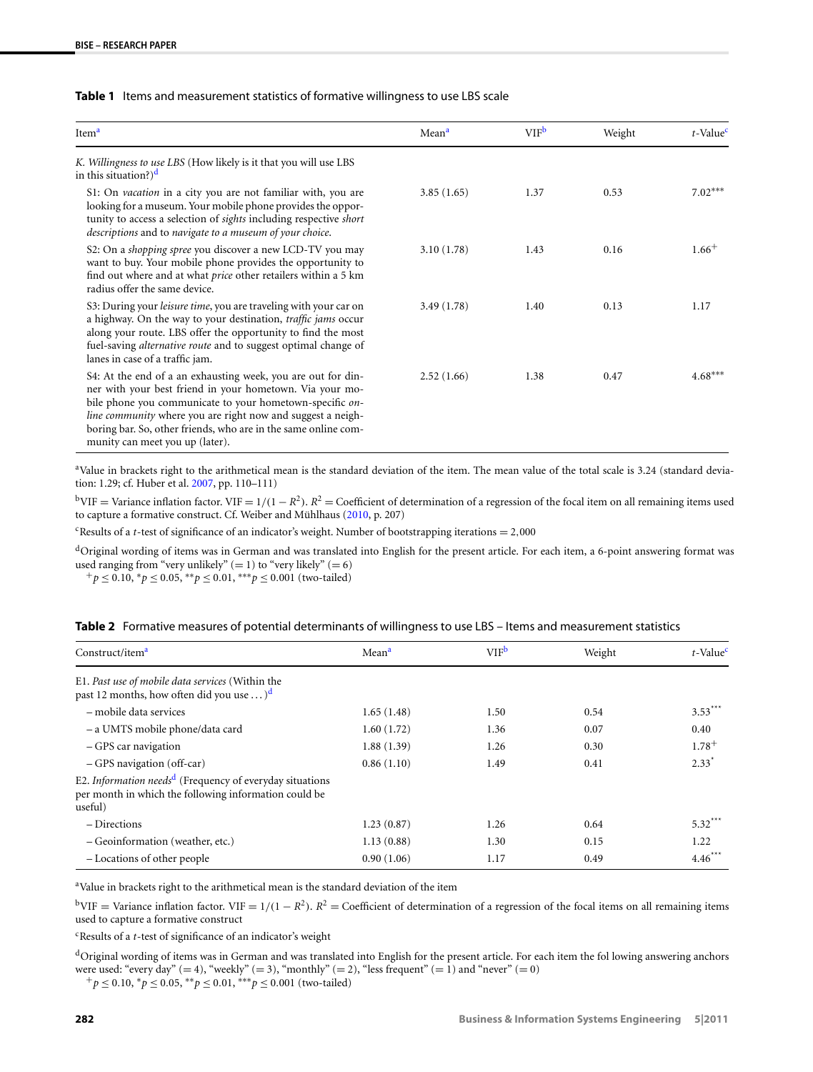**Table 1** Items and measurement statistics of formative willingness to use LBS scale

| Item[a] | Mean[a] | VIF[b] | Weight | $t$-Value[c] |
|---|---|---|---|---|
| *K. Willingness to use LBS* (How likely is it that you will use LBS in this situation?)[d] | | | | |
| S1: On *vacation* in a city you are not familiar with, you are looking for a museum. Your mobile phone provides the opportunity to access a selection of *sights* including respective *short descriptions* and to *navigate to a museum of your choice*. | 3.85 (1.65) | 1.37 | 0.53 | 7.02*** |
| S2: On a *shopping spree* you discover a new LCD-TV you may want to buy. Your mobile phone provides the opportunity to find out where and at what *price* other retailers within a 5 km radius offer the same device. | 3.10 (1.78) | 1.43 | 0.16 | 1.66+ |
| S3: During your *leisure time*, you are traveling with your car on a highway. On the way to your destination, *traffic jams* occur along your route. LBS offer the opportunity to find the most fuel-saving *alternative route* and to suggest optimal change of lanes in case of a traffic jam. | 3.49 (1.78) | 1.40 | 0.13 | 1.17 |
| S4: At the end of a an exhausting week, you are out for dinner with your best friend in your hometown. Via your mobile phone you communicate to your hometown-specific *online community* where you are right now and suggest a neighboring bar. So, other friends, who are in the same online community can meet you up (later). | 2.52 (1.66) | 1.38 | 0.47 | 4.68*** |

[a]Value in brackets right to the arithmetical mean is the standard deviation of the item. The mean value of the total scale is 3.24 (standard deviation: 1.29; cf. Huber et al. 2007, pp. 110–111)

[b]VIF = Variance inflation factor. $\text{VIF} = 1/(1 - R^2)$. $R^2$ = Coefficient of determination of a regression of the focal item on all remaining items used to capture a formative construct. Cf. Weiber and Mühlhaus (2010, p. 207)

[c]Results of a $t$-test of significance of an indicator's weight. Number of bootstrapping iterations = 2,000

[d]Original wording of items was in German and was translated into English for the present article. For each item, a 6-point answering format was used ranging from "very unlikely" (= 1) to "very likely" (= 6)

$^{+}p \le 0.10$, $^{*}p \le 0.05$, $^{**}p \le 0.01$, $^{***}p \le 0.001$ (two-tailed)

**Table 2** Formative measures of potential determinants of willingness to use LBS – Items and measurement statistics

| Construct/item[a] | Mean[a] | VIF[b] | Weight | $t$-Value[c] |
|---|---|---|---|---|
| E1. *Past use of mobile data services* (Within the past 12 months, how often did you use ...)[d] | | | | |
| – mobile data services | 1.65 (1.48) | 1.50 | 0.54 | 3.53*** |
| – a UMTS mobile phone/data card | 1.60 (1.72) | 1.36 | 0.07 | 0.40 |
| – GPS car navigation | 1.88 (1.39) | 1.26 | 0.30 | 1.78+ |
| – GPS navigation (off-car) | 0.86 (1.10) | 1.49 | 0.41 | 2.33* |
| E2. *Information needs*[d] (Frequency of everyday situations per month in which the following information could be useful) | | | | |
| – Directions | 1.23 (0.87) | 1.26 | 0.64 | 5.32*** |
| – Geoinformation (weather, etc.) | 1.13 (0.88) | 1.30 | 0.15 | 1.22 |
| – Locations of other people | 0.90 (1.06) | 1.17 | 0.49 | 4.46*** |

[a]Value in brackets right to the arithmetical mean is the standard deviation of the item

[b]VIF = Variance inflation factor. $\text{VIF} = 1/(1 - R^2)$. $R^2$ = Coefficient of determination of a regression of the focal items on all remaining items used to capture a formative construct

[c]Results of a $t$-test of significance of an indicator's weight

[d]Original wording of items was in German and was translated into English for the present article. For each item the fol lowing answering anchors were used: "every day" (= 4), "weekly" (= 3), "monthly" (= 2), "less frequent" (= 1) and "never" (= 0)

$^{+}p \le 0.10$, $^{*}p \le 0.05$, $^{**}p \le 0.01$, $^{***}p \le 0.001$ (two-tailed)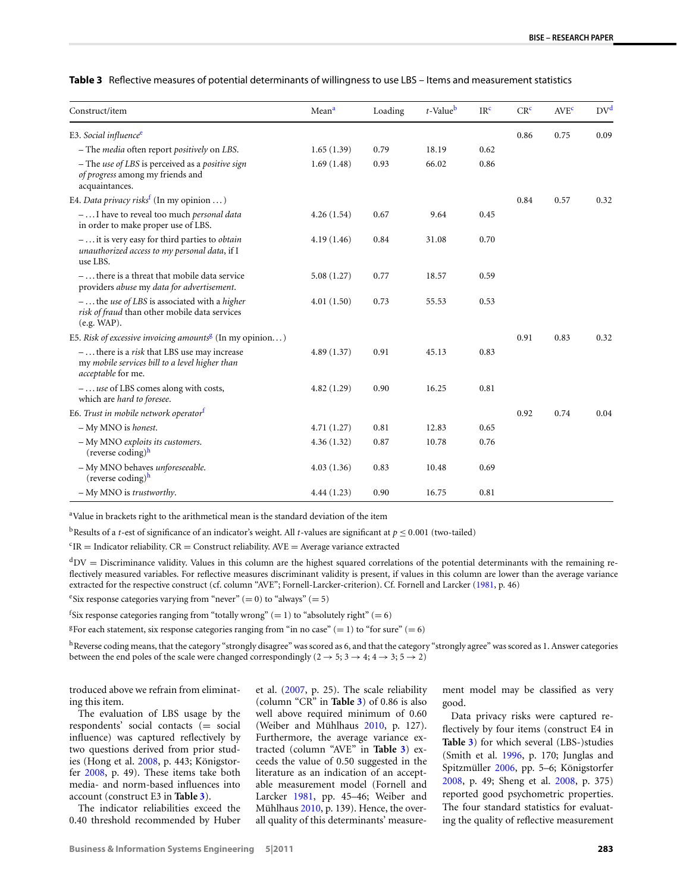**Table 3** Reflective measures of potential determinants of willingness to use LBS – Items and measurement statistics

| Construct/item | Mean[a] | Loading | *t*-Value[b] | IR[c] | CR[c] | AVE[c] | DV[d] |
|---|---|---|---|---|---|---|---|
| E3. *Social influence*[e] | | | | | 0.86 | 0.75 | 0.09 |
| – The *media* often report *positively* on *LBS*. | 1.65 (1.39) | 0.79 | 18.19 | 0.62 | | | |
| – The *use of LBS* is perceived as a *positive sign of progress* among my friends and acquaintances. | 1.69 (1.48) | 0.93 | 66.02 | 0.86 | | | |
| E4. *Data privacy risks*[f] (In my opinion …) | | | | | 0.84 | 0.57 | 0.32 |
| – … I have to reveal too much *personal data* in order to make proper use of LBS. | 4.26 (1.54) | 0.67 | 9.64 | 0.45 | | | |
| – … it is very easy for third parties to *obtain unauthorized access to my personal data*, if I use LBS. | 4.19 (1.46) | 0.84 | 31.08 | 0.70 | | | |
| – … there is a threat that mobile data service providers *abuse* my *data for advertisement*. | 5.08 (1.27) | 0.77 | 18.57 | 0.59 | | | |
| – … the *use of LBS* is associated with a *higher risk of fraud* than other mobile data services (e.g. WAP). | 4.01 (1.50) | 0.73 | 55.53 | 0.53 | | | |
| E5. *Risk of excessive invoicing amounts*[g] (In my opinion…) | | | | | 0.91 | 0.83 | 0.32 |
| – … there is a *risk* that LBS use may increase my *mobile services bill to a level higher than acceptable* for me. | 4.89 (1.37) | 0.91 | 45.13 | 0.83 | | | |
| – … *use* of LBS comes along with costs, which are *hard to foresee*. | 4.82 (1.29) | 0.90 | 16.25 | 0.81 | | | |
| E6. *Trust in mobile network operator*[f] | | | | | 0.92 | 0.74 | 0.04 |
| – My MNO is *honest*. | 4.71 (1.27) | 0.81 | 12.83 | 0.65 | | | |
| – My MNO *exploits* its *customers*. (reverse coding)[h] | 4.36 (1.32) | 0.87 | 10.78 | 0.76 | | | |
| – My MNO behaves *unforeseeable*. (reverse coding)[h] | 4.03 (1.36) | 0.83 | 10.48 | 0.69 | | | |
| – My MNO is *trustworthy*. | 4.44 (1.23) | 0.90 | 16.75 | 0.81 | | | |

[a] Value in brackets right to the arithmetical mean is the standard deviation of the item

[b] Results of a *t*-est of significance of an indicator's weight. All *t*-values are significant at $p \leq 0.001$ (two-tailed)

[c] IR = Indicator reliability. CR = Construct reliability. AVE = Average variance extracted

[d] DV = Discriminance validity. Values in this column are the highest squared correlations of the potential determinants with the remaining reflectively measured variables. For reflective measures discriminant validity is present, if values in this column are lower than the average variance extracted for the respective construct (cf. column "AVE"; Fornell-Larcker-criterion). Cf. Fornell and Larcker (1981, p. 46)

[e] Six response categories varying from "never" (= 0) to "always" (= 5)

[f] Six response categories ranging from "totally wrong" (= 1) to "absolutely right" (= 6)

[g] For each statement, six response categories ranging from "in no case" (= 1) to "for sure" (= 6)

[h] Reverse coding means, that the category "strongly disagree" was scored as 6, and that the category "strongly agree" was scored as 1. Answer categories between the end poles of the scale were changed correspondingly (2 → 5; 3 → 4; 4 → 3; 5 → 2)

troduced above we refrain from eliminating this item.

The evaluation of LBS usage by the respondents' social contacts (= social influence) was captured reflectively by two questions derived from prior studies (Hong et al. 2008, p. 443; Königstorfer 2008, p. 49). These items take both media- and norm-based influences into account (construct E3 in **Table 3**).

The indicator reliabilities exceed the 0.40 threshold recommended by Huber et al. (2007, p. 25). The scale reliability (column "CR" in **Table 3**) of 0.86 is also well above required minimum of 0.60 (Weiber and Mühlhaus 2010, p. 127). Furthermore, the average variance extracted (column "AVE" in **Table 3**) exceeds the value of 0.50 suggested in the literature as an indication of an acceptable measurement model (Fornell and Larcker 1981, pp. 45–46; Weiber and Mühlhaus 2010, p. 139). Hence, the overall quality of this determinants' measurement model may be classified as very good.

Data privacy risks were captured reflectively by four items (construct E4 in **Table 3**) for which several (LBS-)studies (Smith et al. 1996, p. 170; Junglas and Spitzmüller 2006, pp. 5–6; Königstorfer 2008, p. 49; Sheng et al. 2008, p. 375) reported good psychometric properties. The four standard statistics for evaluating the quality of reflective measurement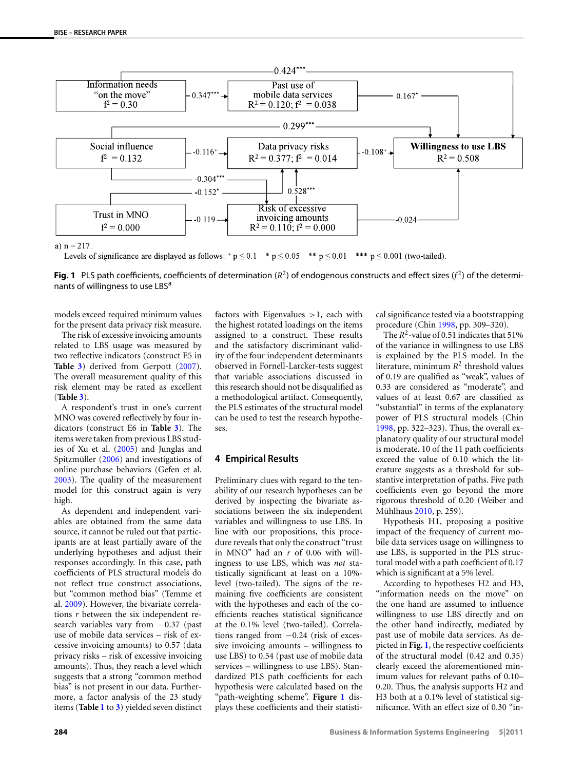0.424***

| Information needs "on the move" $f^2 = 0.30$ | 0.347*** → | Past use of mobile data services $R^2 = 0.120$; $f^2 = 0.038$ | 0.167* → | |
|---|---|---|---|---|
| | | 0.299*** | | |
| Social influence $f^2 = 0.132$ | -0.116+ → | Data privacy risks $R^2 = 0.377$; $f^2 = 0.014$ | -0.108+ → | **Willingness to use LBS** $R^2 = 0.508$ |
| | -0.304*** | | | |
| | -0.152* | 0.528*** | | |
| Trust in MNO $f^2 = 0.000$ | -0.119 → | Risk of excessive invoicing amounts $R^2 = 0.110$; $f^2 = 0.000$ | -0.024 | |

a) n = 217.

Levels of significance are displayed as follows: + $p \leq 0.1$ * $p \leq 0.05$ ** $p \leq 0.01$ *** $p \leq 0.001$ (two-tailed).

**Fig. 1** PLS path coefficients, coefficients of determination ($R^2$) of endogenous constructs and effect sizes ($f^2$) of the determinants of willingness to use LBS[a]

models exceed required minimum values for the present data privacy risk measure.

The risk of excessive invoicing amounts related to LBS usage was measured by two reflective indicators (construct E5 in **Table 3**) derived from Gerpott (2007). The overall measurement quality of this risk element may be rated as excellent (**Table 3**).

A respondent's trust in one's current MNO was covered reflectively by four indicators (construct E6 in **Table 3**). The items were taken from previous LBS studies of Xu et al. (2005) and Junglas and Spitzmüller (2006) and investigations of online purchase behaviors (Gefen et al. 2003). The quality of the measurement model for this construct again is very high.

As dependent and independent variables are obtained from the same data source, it cannot be ruled out that participants are at least partially aware of the underlying hypotheses and adjust their responses accordingly. In this case, path coefficients of PLS structural models do not reflect true construct associations, but "common method bias" (Temme et al. 2009). However, the bivariate correlations $r$ between the six independent research variables vary from −0.37 (past use of mobile data services – risk of excessive invoicing amounts) to 0.57 (data privacy risks – risk of excessive invoicing amounts). Thus, they reach a level which suggests that a strong "common method bias" is not present in our data. Furthermore, a factor analysis of the 23 study items (**Table 1** to **3**) yielded seven distinct factors with Eigenvalues >1, each with the highest rotated loadings on the items assigned to a construct. These results and the satisfactory discriminant validity of the four independent determinants observed in Fornell-Larcker-tests suggest that variable associations discussed in this research should not be disqualified as a methodological artifact. Consequently, the PLS estimates of the structural model can be used to test the research hypotheses.

## 4 Empirical Results

Preliminary clues with regard to the tenability of our research hypotheses can be derived by inspecting the bivariate associations between the six independent variables and willingness to use LBS. In line with our propositions, this procedure reveals that only the construct "trust in MNO" had an $r$ of 0.06 with willingness to use LBS, which was *not* statistically significant at least on a 10%-level (two-tailed). The signs of the remaining five coefficients are consistent with the hypotheses and each of the coefficients reaches statistical significance at the 0.1% level (two-tailed). Correlations ranged from −0.24 (risk of excessive invoicing amounts – willingness to use LBS) to 0.54 (past use of mobile data services – willingness to use LBS). Standardized PLS path coefficients for each hypothesis were calculated based on the "path-weighting scheme". **Figure 1** displays these coefficients and their statistical significance tested via a bootstrapping procedure (Chin 1998, pp. 309–320).

The $R^2$-value of 0.51 indicates that 51% of the variance in willingness to use LBS is explained by the PLS model. In the literature, minimum $R^2$ threshold values of 0.19 are qualified as "weak", values of 0.33 are considered as "moderate", and values of at least 0.67 are classified as "substantial" in terms of the explanatory power of PLS structural models (Chin 1998, pp. 322–323). Thus, the overall explanatory quality of our structural model is moderate. 10 of the 11 path coefficients exceed the value of 0.10 which the literature suggests as a threshold for substantive interpretation of paths. Five path coefficients even go beyond the more rigorous threshold of 0.20 (Weiber and Mühlhaus 2010, p. 259).

Hypothesis H1, proposing a positive impact of the frequency of current mobile data services usage on willingness to use LBS, is supported in the PLS structural model with a path coefficient of 0.17 which is significant at a 5% level.

According to hypotheses H2 and H3, "information needs on the move" on the one hand are assumed to influence willingness to use LBS directly and on the other hand indirectly, mediated by the past use of mobile data services. As depicted in **Fig. 1**, the respective coefficients of the structural model (0.42 and 0.35) clearly exceed the aforementioned minimum values for relevant paths of 0.10–0.20. Thus, the analysis supports H2 and H3 both at a 0.1% level of statistical significance. With an effect size of 0.30 "in-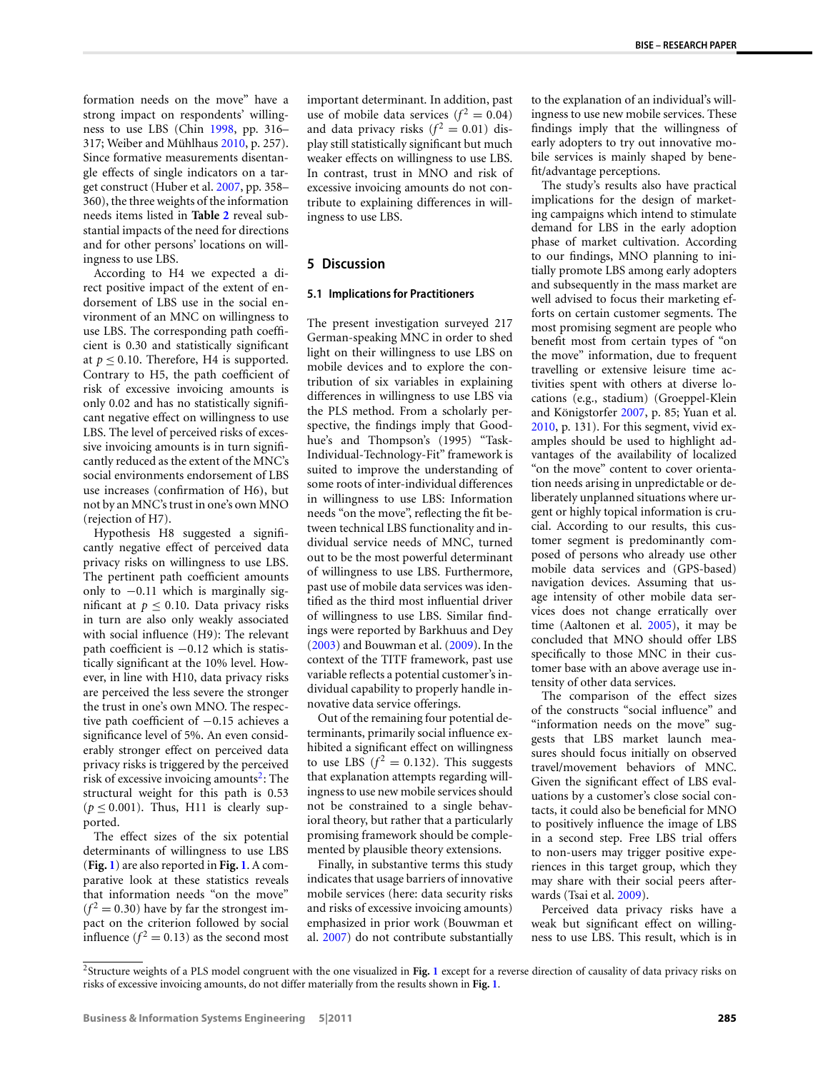formation needs on the move" have a strong impact on respondents' willingness to use LBS (Chin 1998, pp. 316–317; Weiber and Mühlhaus 2010, p. 257). Since formative measurements disentangle effects of single indicators on a target construct (Huber et al. 2007, pp. 358–360), the three weights of the information needs items listed in **Table 2** reveal substantial impacts of the need for directions and for other persons' locations on willingness to use LBS.

According to H4 we expected a direct positive impact of the extent of endorsement of LBS use in the social environment of an MNC on willingness to use LBS. The corresponding path coefficient is 0.30 and statistically significant at $p \leq 0.10$. Therefore, H4 is supported. Contrary to H5, the path coefficient of risk of excessive invoicing amounts is only 0.02 and has no statistically significant negative effect on willingness to use LBS. The level of perceived risks of excessive invoicing amounts is in turn significantly reduced as the extent of the MNC's social environments endorsement of LBS use increases (confirmation of H6), but not by an MNC's trust in one's own MNO (rejection of H7).

Hypothesis H8 suggested a significantly negative effect of perceived data privacy risks on willingness to use LBS. The pertinent path coefficient amounts only to −0.11 which is marginally significant at $p \leq 0.10$. Data privacy risks in turn are also only weakly associated with social influence (H9): The relevant path coefficient is −0.12 which is statistically significant at the 10% level. However, in line with H10, data privacy risks are perceived the less severe the stronger the trust in one's own MNO. The respective path coefficient of −0.15 achieves a significance level of 5%. An even considerably stronger effect on perceived data privacy risks is triggered by the perceived risk of excessive invoicing amounts[2]: The structural weight for this path is 0.53 ($p \leq 0.001$). Thus, H11 is clearly supported.

The effect sizes of the six potential determinants of willingness to use LBS (**Fig. 1**) are also reported in **Fig. 1**. A comparative look at these statistics reveals that information needs "on the move" ($f^2 = 0.30$) have by far the strongest impact on the criterion followed by social influence ($f^2 = 0.13$) as the second most important determinant. In addition, past use of mobile data services ($f^2 = 0.04$) and data privacy risks ($f^2 = 0.01$) display still statistically significant but much weaker effects on willingness to use LBS. In contrast, trust in MNO and risk of excessive invoicing amounts do not contribute to explaining differences in willingness to use LBS.

## 5 Discussion

### 5.1 Implications for Practitioners

The present investigation surveyed 217 German-speaking MNC in order to shed light on their willingness to use LBS on mobile devices and to explore the contribution of six variables in explaining differences in willingness to use LBS via the PLS method. From a scholarly perspective, the findings imply that Goodhue's and Thompson's (1995) "Task-Individual-Technology-Fit" framework is suited to improve the understanding of some roots of inter-individual differences in willingness to use LBS: Information needs "on the move", reflecting the fit between technical LBS functionality and individual service needs of MNC, turned out to be the most powerful determinant of willingness to use LBS. Furthermore, past use of mobile data services was identified as the third most influential driver of willingness to use LBS. Similar findings were reported by Barkhuus and Dey (2003) and Bouwman et al. (2009). In the context of the TITF framework, past use variable reflects a potential customer's individual capability to properly handle innovative data service offerings.

Out of the remaining four potential determinants, primarily social influence exhibited a significant effect on willingness to use LBS ($f^2 = 0.132$). This suggests that explanation attempts regarding willingness to use new mobile services should not be constrained to a single behavioral theory, but rather that a particularly promising framework should be complemented by plausible theory extensions.

Finally, in substantive terms this study indicates that usage barriers of innovative mobile services (here: data security risks and risks of excessive invoicing amounts) emphasized in prior work (Bouwman et al. 2007) do not contribute substantially to the explanation of an individual's willingness to use new mobile services. These findings imply that the willingness of early adopters to try out innovative mobile services is mainly shaped by benefit/advantage perceptions.

The study's results also have practical implications for the design of marketing campaigns which intend to stimulate demand for LBS in the early adoption phase of market cultivation. According to our findings, MNO planning to initially promote LBS among early adopters and subsequently in the mass market are well advised to focus their marketing efforts on certain customer segments. The most promising segment are people who benefit most from certain types of "on the move" information, due to frequent travelling or extensive leisure time activities spent with others at diverse locations (e.g., stadium) (Groeppel-Klein and Königstorfer 2007, p. 85; Yuan et al. 2010, p. 131). For this segment, vivid examples should be used to highlight advantages of the availability of localized "on the move" content to cover orientation needs arising in unpredictable or deliberately unplanned situations where urgent or highly topical information is crucial. According to our results, this customer segment is predominantly composed of persons who already use other mobile data services and (GPS-based) navigation devices. Assuming that usage intensity of other mobile data services does not change erratically over time (Aaltonen et al. 2005), it may be concluded that MNO should offer LBS specifically to those MNC in their customer base with an above average use intensity of other data services.

The comparison of the effect sizes of the constructs "social influence" and "information needs on the move" suggests that LBS market launch measures should focus initially on observed travel/movement behaviors of MNC. Given the significant effect of LBS evaluations by a customer's close social contacts, it could also be beneficial for MNO to positively influence the image of LBS in a second step. Free LBS trial offers to non-users may trigger positive experiences in this target group, which they may share with their social peers afterwards (Tsai et al. 2009).

Perceived data privacy risks have a weak but significant effect on willingness to use LBS. This result, which is in

[2]Structure weights of a PLS model congruent with the one visualized in **Fig. 1** except for a reverse direction of causality of data privacy risks on risks of excessive invoicing amounts, do not differ materially from the results shown in **Fig. 1**.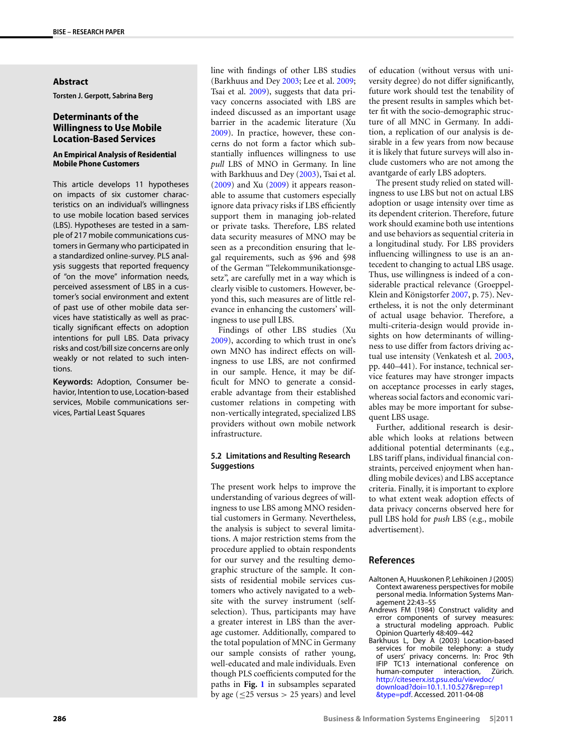## Abstract

**Torsten J. Gerpott, Sabrina Berg**

### Determinants of the Willingness to Use Mobile Location-Based Services

#### An Empirical Analysis of Residential Mobile Phone Customers

This article develops 11 hypotheses on impacts of six customer characteristics on an individual's willingness to use mobile location based services (LBS). Hypotheses are tested in a sample of 217 mobile communications customers in Germany who participated in a standardized online-survey. PLS analysis suggests that reported frequency of "on the move" information needs, perceived assessment of LBS in a customer's social environment and extent of past use of other mobile data services have statistically as well as practically significant effects on adoption intentions for pull LBS. Data privacy risks and cost/bill size concerns are only weakly or not related to such intentions.

**Keywords:** Adoption, Consumer behavior, Intention to use, Location-based services, Mobile communications services, Partial Least Squares

line with findings of other LBS studies (Barkhuus and Dey 2003; Lee et al. 2009; Tsai et al. 2009), suggests that data privacy concerns associated with LBS are indeed discussed as an important usage barrier in the academic literature (Xu 2009). In practice, however, these concerns do not form a factor which substantially influences willingness to use *pull* LBS of MNO in Germany. In line with Barkhuus and Dey (2003), Tsai et al. (2009) and Xu (2009) it appears reasonable to assume that customers especially ignore data privacy risks if LBS efficiently support them in managing job-related or private tasks. Therefore, LBS related data security measures of MNO may be seen as a precondition ensuring that legal requirements, such as §96 and §98 of the German "Telekommunikationsgesetz", are carefully met in a way which is clearly visible to customers. However, beyond this, such measures are of little relevance in enhancing the customers' willingness to use pull LBS.

Findings of other LBS studies (Xu 2009), according to which trust in one's own MNO has indirect effects on willingness to use LBS, are not confirmed in our sample. Hence, it may be difficult for MNO to generate a considerable advantage from their established customer relations in competing with non-vertically integrated, specialized LBS providers without own mobile network infrastructure.

### 5.2 Limitations and Resulting Research Suggestions

The present work helps to improve the understanding of various degrees of willingness to use LBS among MNO residential customers in Germany. Nevertheless, the analysis is subject to several limitations. A major restriction stems from the procedure applied to obtain respondents for our survey and the resulting demographic structure of the sample. It consists of residential mobile services customers who actively navigated to a website with the survey instrument (self-selection). Thus, participants may have a greater interest in LBS than the average customer. Additionally, compared to the total population of MNC in Germany our sample consists of rather young, well-educated and male individuals. Even though PLS coefficients computed for the paths in **Fig. 1** in subsamples separated by age ($\leq 25$ versus $> 25$ years) and level of education (without versus with university degree) do not differ significantly, future work should test the tenability of the present results in samples which better fit with the socio-demographic structure of all MNC in Germany. In addition, a replication of our analysis is desirable in a few years from now because it is likely that future surveys will also include customers who are not among the avantgarde of early LBS adopters.

The present study relied on stated willingness to use LBS but not on actual LBS adoption or usage intensity over time as its dependent criterion. Therefore, future work should examine both use intentions and use behaviors as sequential criteria in a longitudinal study. For LBS providers influencing willingness to use is an antecedent to changing to actual LBS usage. Thus, use willingness is indeed of a considerable practical relevance (Groeppel-Klein and Königstorfer 2007, p. 75). Nevertheless, it is not the only determinant of actual usage behavior. Therefore, a multi-criteria-design would provide insights on how determinants of willingness to use differ from factors driving actual use intensity (Venkatesh et al. 2003, pp. 440–441). For instance, technical service features may have stronger impacts on acceptance processes in early stages, whereas social factors and economic variables may be more important for subsequent LBS usage.

Further, additional research is desirable which looks at relations between additional potential determinants (e.g., LBS tariff plans, individual financial constraints, perceived enjoyment when handling mobile devices) and LBS acceptance criteria. Finally, it is important to explore to what extent weak adoption effects of data privacy concerns observed here for pull LBS hold for *push* LBS (e.g., mobile advertisement).

## References

Aaltonen A, Huuskonen P, Lehikoinen J (2005) Context awareness perspectives for mobile personal media. Information Systems Management 22:43–55

Andrews FM (1984) Construct validity and error components of survey measures: a structural modeling approach. Public Opinion Quarterly 48:409–442

Barkhuus L, Dey A (2003) Location-based services for mobile telephony: a study of users' privacy concerns. In: Proc 9th IFIP TC13 international conference on human-computer interaction, Zürich. http://citeseerx.ist.psu.edu/viewdoc/download?doi=10.1.1.10.527&rep=rep1&type=pdf. Accessed. 2011-04-08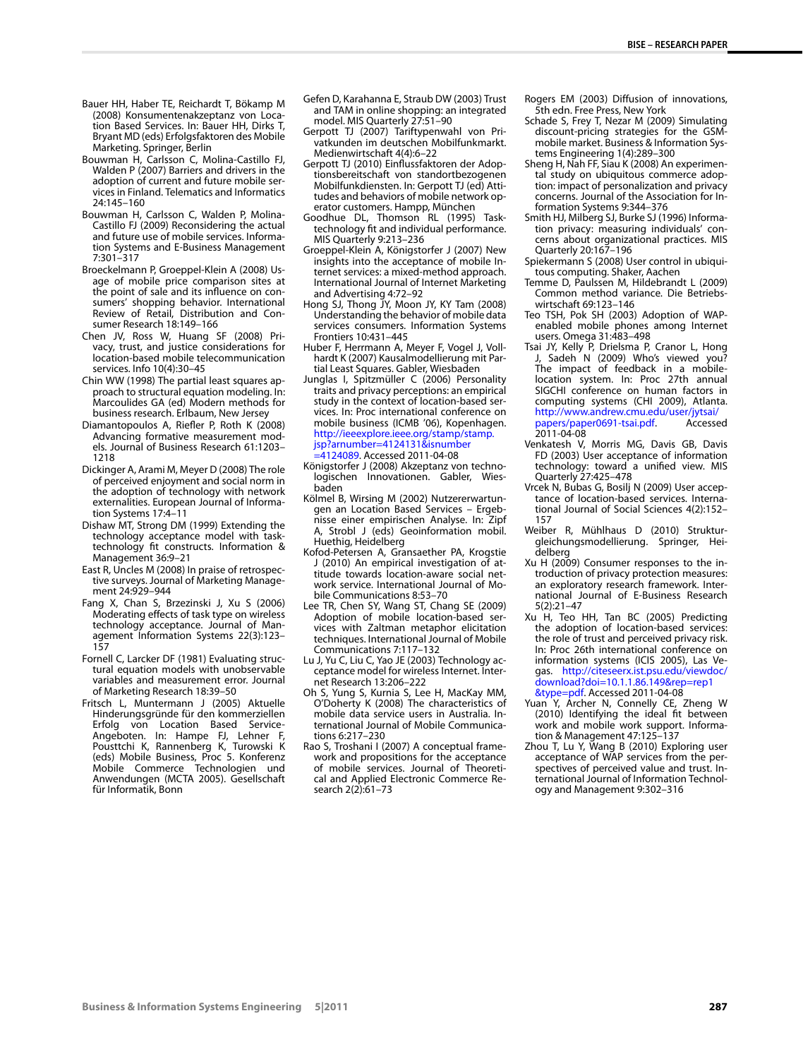Bauer HH, Haber TE, Reichardt T, Bökamp M (2008) Konsumentenakzeptanz von Location Based Services. In: Bauer HH, Dirks T, Bryant MD (eds) Erfolgsfaktoren des Mobile Marketing. Springer, Berlin

Bouwman H, Carlsson C, Molina-Castillo FJ, Walden P (2007) Barriers and drivers in the adoption of current and future mobile services in Finland. Telematics and Informatics 24:145–160

Bouwman H, Carlsson C, Walden P, Molina-Castillo FJ (2009) Reconsidering the actual and future use of mobile services. Information Systems and E-Business Management 7:301–317

Broeckelmann P, Groeppel-Klein A (2008) Usage of mobile price comparison sites at the point of sale and its influence on consumers' shopping behavior. International Review of Retail, Distribution and Consumer Research 18:149–166

Chen JV, Ross W, Huang SF (2008) Privacy, trust, and justice considerations for location-based mobile telecommunication services. Info 10(4):30–45

Chin WW (1998) The partial least squares approach to structural equation modeling. In: Marcoulides GA (ed) Modern methods for business research. Erlbaum, New Jersey

Diamantopoulos A, Riefler P, Roth K (2008) Advancing formative measurement models. Journal of Business Research 61:1203–1218

Dickinger A, Arami M, Meyer D (2008) The role of perceived enjoyment and social norm in the adoption of technology with network externalities. European Journal of Information Systems 17:4–11

Dishaw MT, Strong DM (1999) Extending the technology acceptance model with task-technology fit constructs. Information & Management 36:9–21

East R, Uncles M (2008) In praise of retrospective surveys. Journal of Marketing Management 24:929–944

Fang X, Chan S, Brzezinski J, Xu S (2006) Moderating effects of task type on wireless technology acceptance. Journal of Management Information Systems 22(3):123–157

Fornell C, Larcker DF (1981) Evaluating structural equation models with unobservable variables and measurement error. Journal of Marketing Research 18:39–50

Fritsch L, Muntermann J (2005) Aktuelle Hinderungsgründe für den kommerziellen Erfolg von Location Based Service-Angeboten. In: Hampe FJ, Lehner F, Pousttchi K, Rannenberg K, Turowski K (eds) Mobile Business, Proc 5. Konferenz Mobile Commerce Technologien und Anwendungen (MCTA 2005). Gesellschaft für Informatik, Bonn

Gefen D, Karahanna E, Straub DW (2003) Trust and TAM in online shopping: an integrated model. MIS Quarterly 27:51–90

Gerpott TJ (2007) Tariftypenwahl von Privatkunden im deutschen Mobilfunkmarkt. Medienwirtschaft 4(4):6–22

Gerpott TJ (2010) Einflussfaktoren der Adoptionsbereitschaft von standortbezogenen Mobilfunkdiensten. In: Gerpott TJ (ed) Attitudes and behaviors of mobile network operator customers. Hampp, München

Goodhue DL, Thomson RL (1995) Task-technology fit and individual performance. MIS Quarterly 9:213–236

Groeppel-Klein A, Königstorfer J (2007) New insights into the acceptance of mobile Internet services: a mixed-method approach. International Journal of Internet Marketing and Advertising 4:72–92

Hong SJ, Thong JY, Moon JY, KY Tam (2008) Understanding the behavior of mobile data services consumers. Information Systems Frontiers 10:431–445

Huber F, Herrmann A, Meyer F, Vogel J, Vollhardt K (2007) Kausalmodellierung mit Partial Least Squares. Gabler, Wiesbaden

Junglas I, Spitzmüller C (2006) Personality traits and privacy perceptions: an empirical study in the context of location-based services. In: Proc international conference on mobile business (ICMB '06), Kopenhagen. http://ieeexplore.ieee.org/stamp/stamp.jsp?arnumber=4124131&isnumber=4124089. Accessed 2011-04-08

Königstorfer J (2008) Akzeptanz von technologischen Innovationen. Gabler, Wiesbaden

Kölmel B, Wirsing M (2002) Nutzererwartungen an Location Based Services – Ergebnisse einer empirischen Analyse. In: Zipf A, Strobl J (eds) Geoinformation mobil. Huethig, Heidelberg

Kofod-Petersen A, Gransaether PA, Krogstie J (2010) An empirical investigation of attitude towards location-aware social network service. International Journal of Mobile Communications 8:53–70

Lee TR, Chen SY, Wang ST, Chang SE (2009) Adoption of mobile location-based services with Zaltman metaphor elicitation techniques. International Journal of Mobile Communications 7:117–132

Lu J, Yu C, Liu C, Yao JE (2003) Technology acceptance model for wireless Internet. Internet Research 13:206–222

Oh S, Yung S, Kurnia S, Lee H, MacKay MM, O'Doherty K (2008) The characteristics of mobile data service users in Australia. International Journal of Mobile Communications 6:217–230

Rao S, Troshani I (2007) A conceptual framework and propositions for the acceptance of mobile services. Journal of Theoretical and Applied Electronic Commerce Research 2(2):61–73

Rogers EM (2003) Diffusion of innovations, 5th edn. Free Press, New York

Schade S, Frey T, Nezar M (2009) Simulating discount-pricing strategies for the GSM-mobile market. Business & Information Systems Engineering 1(4):289–300

Sheng H, Nah FF, Siau K (2008) An experimental study on ubiquitous commerce adoption: impact of personalization and privacy concerns. Journal of the Association for Information Systems 9:344–376

Smith HJ, Milberg SJ, Burke SJ (1996) Information privacy: measuring individuals' concerns about organizational practices. MIS Quarterly 20:167–196

Spiekermann S (2008) User control in ubiquitous computing. Shaker, Aachen

Temme D, Paulssen M, Hildebrandt L (2009) Common method variance. Die Betriebswirtschaft 69:123–146

Teo TSH, Pok SH (2003) Adoption of WAP-enabled mobile phones among Internet users. Omega 31:483–498

Tsai JY, Kelly P, Drielsma P, Cranor L, Hong J, Sadeh N (2009) Who's viewed you? The impact of feedback in a mobile-location system. In: Proc 27th annual SIGCHI conference on human factors in computing systems (CHI 2009), Atlanta. http://www.andrew.cmu.edu/user/jytsai/papers/paper0691-tsai.pdf. Accessed 2011-04-08

Venkatesh V, Morris MG, Davis GB, Davis FD (2003) User acceptance of information technology: toward a unified view. MIS Quarterly 27:425–478

Vrcek N, Bubas G, Bosilj N (2009) User acceptance of location-based services. International Journal of Social Sciences 4(2):152–157

Weiber R, Mühlhaus D (2010) Strukturgleichungsmodellierung. Springer, Heidelberg

Xu H (2009) Consumer responses to the introduction of privacy protection measures: an exploratory research framework. International Journal of E-Business Research 5(2):21–47

Xu H, Teo HH, Tan BC (2005) Predicting the adoption of location-based services: the role of trust and perceived privacy risk. In: Proc 26th international conference on information systems (ICIS 2005), Las Vegas. http://citeseerx.ist.psu.edu/viewdoc/download?doi=10.1.1.86.149&rep=rep1&type=pdf. Accessed 2011-04-08

Yuan Y, Archer N, Connelly CE, Zheng W (2010) Identifying the ideal fit between work and mobile work support. Information & Management 47:125–137

Zhou T, Lu Y, Wang B (2010) Exploring user acceptance of WAP services from the perspectives of perceived value and trust. International Journal of Information Technology and Management 9:302–316